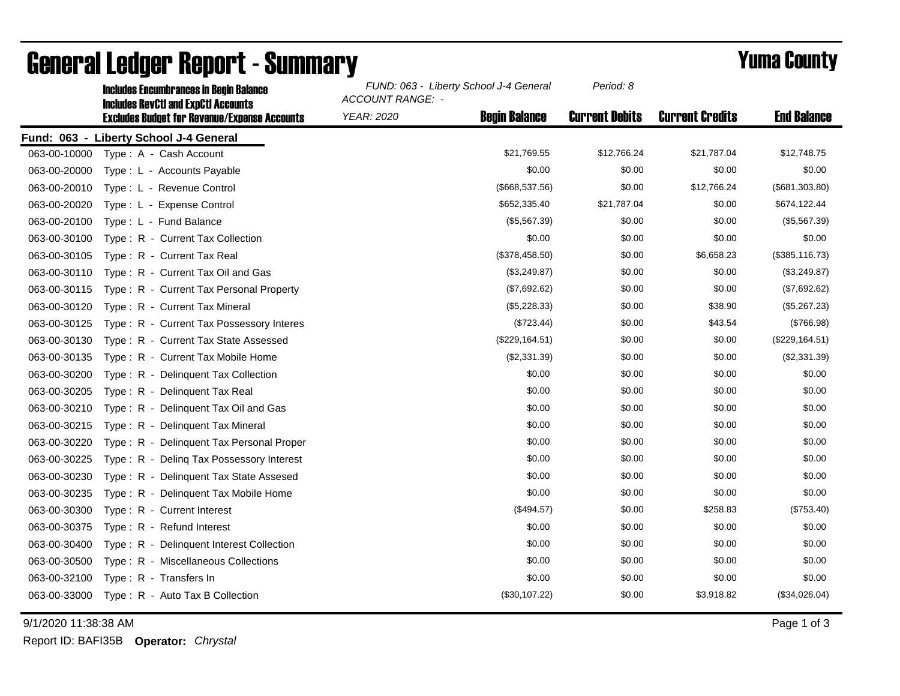# General Ledger Report - Summary

## Yuma County

**Includes Encumbrances in Begin Balance**
**Includes RevCtl and ExpCtl Accounts**
**Excludes Budget for Revenue/Expense Accounts**

*FUND: 063 - Liberty School J-4 General*
*ACCOUNT RANGE: -*
*YEAR: 2020*
*Period: 8*

**Fund: 063 - Liberty School J-4 General**

| Account | Description | Begin Balance | Current Debits | Current Credits | End Balance |
|---|---|---|---|---|---|
| 063-00-10000 | Type : A - Cash Account | $21,769.55 | $12,766.24 | $21,787.04 | $12,748.75 |
| 063-00-20000 | Type : L - Accounts Payable | $0.00 | $0.00 | $0.00 | $0.00 |
| 063-00-20010 | Type : L - Revenue Control | ($668,537.56) | $0.00 | $12,766.24 | ($681,303.80) |
| 063-00-20020 | Type : L - Expense Control | $652,335.40 | $21,787.04 | $0.00 | $674,122.44 |
| 063-00-20100 | Type : L - Fund Balance | ($5,567.39) | $0.00 | $0.00 | ($5,567.39) |
| 063-00-30100 | Type : R - Current Tax Collection | $0.00 | $0.00 | $0.00 | $0.00 |
| 063-00-30105 | Type : R - Current Tax Real | ($378,458.50) | $0.00 | $6,658.23 | ($385,116.73) |
| 063-00-30110 | Type : R - Current Tax Oil and Gas | ($3,249.87) | $0.00 | $0.00 | ($3,249.87) |
| 063-00-30115 | Type : R - Current Tax Personal Property | ($7,692.62) | $0.00 | $0.00 | ($7,692.62) |
| 063-00-30120 | Type : R - Current Tax Mineral | ($5,228.33) | $0.00 | $38.90 | ($5,267.23) |
| 063-00-30125 | Type : R - Current Tax Possessory Interes | ($723.44) | $0.00 | $43.54 | ($766.98) |
| 063-00-30130 | Type : R - Current Tax State Assessed | ($229,164.51) | $0.00 | $0.00 | ($229,164.51) |
| 063-00-30135 | Type : R - Current Tax Mobile Home | ($2,331.39) | $0.00 | $0.00 | ($2,331.39) |
| 063-00-30200 | Type : R - Delinquent Tax Collection | $0.00 | $0.00 | $0.00 | $0.00 |
| 063-00-30205 | Type : R - Delinquent Tax Real | $0.00 | $0.00 | $0.00 | $0.00 |
| 063-00-30210 | Type : R - Delinquent Tax Oil and Gas | $0.00 | $0.00 | $0.00 | $0.00 |
| 063-00-30215 | Type : R - Delinquent Tax Mineral | $0.00 | $0.00 | $0.00 | $0.00 |
| 063-00-30220 | Type : R - Delinquent Tax Personal Proper | $0.00 | $0.00 | $0.00 | $0.00 |
| 063-00-30225 | Type : R - Delinq Tax Possessory Interest | $0.00 | $0.00 | $0.00 | $0.00 |
| 063-00-30230 | Type : R - Delinquent Tax State Assesed | $0.00 | $0.00 | $0.00 | $0.00 |
| 063-00-30235 | Type : R - Delinquent Tax Mobile Home | $0.00 | $0.00 | $0.00 | $0.00 |
| 063-00-30300 | Type : R - Current Interest | ($494.57) | $0.00 | $258.83 | ($753.40) |
| 063-00-30375 | Type : R - Refund Interest | $0.00 | $0.00 | $0.00 | $0.00 |
| 063-00-30400 | Type : R - Delinquent Interest Collection | $0.00 | $0.00 | $0.00 | $0.00 |
| 063-00-30500 | Type : R - Miscellaneous Collections | $0.00 | $0.00 | $0.00 | $0.00 |
| 063-00-32100 | Type : R - Transfers In | $0.00 | $0.00 | $0.00 | $0.00 |
| 063-00-33000 | Type : R - Auto Tax B Collection | ($30,107.22) | $0.00 | $3,918.82 | ($34,026.04) |

9/1/2020 11:38:38 AM

Report ID: BAFI35B **Operator:** *Chrystal*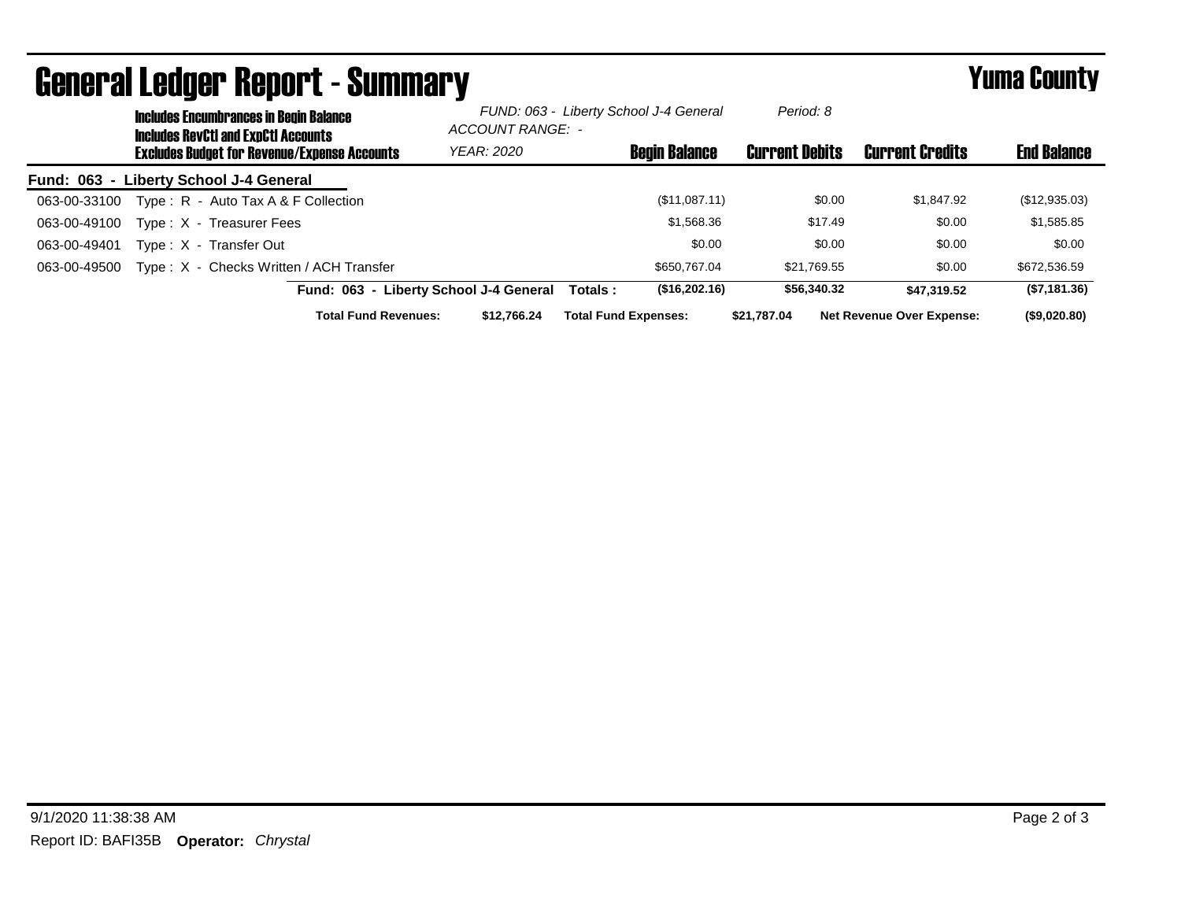# General Ledger Report - Summary

## Yuma County

**Includes Encumbrances in Begin Balance**
**Includes RevCtl and ExpCtl Accounts**
**Excludes Budget for Revenue/Expense Accounts**

*FUND: 063 - Liberty School J-4 General*
*ACCOUNT RANGE: -*
*YEAR: 2020*
*Period: 8*

| Account | Description | Begin Balance | Current Debits | Current Credits | End Balance |
|---|---|---|---|---|---|
| **Fund: 063 - Liberty School J-4 General** | | | | | |
| 063-00-33100 | Type : R - Auto Tax A & F Collection | ($11,087.11) | $0.00 | $1,847.92 | ($12,935.03) |
| 063-00-49100 | Type : X - Treasurer Fees | $1,568.36 | $17.49 | $0.00 | $1,585.85 |
| 063-00-49401 | Type : X - Transfer Out | $0.00 | $0.00 | $0.00 | $0.00 |
| 063-00-49500 | Type : X - Checks Written / ACH Transfer | $650,767.04 | $21,769.55 | $0.00 | $672,536.59 |
| | **Fund: 063 - Liberty School J-4 General Totals :** | **($16,202.16)** | **$56,340.32** | **$47,319.52** | **($7,181.36)** |

**Total Fund Revenues:** $12,766.24 **Total Fund Expenses:** $21,787.04 **Net Revenue Over Expense:** ($9,020.80)

9/1/2020 11:38:38 AM

Report ID: BAFI35B **Operator:** *Chrystal*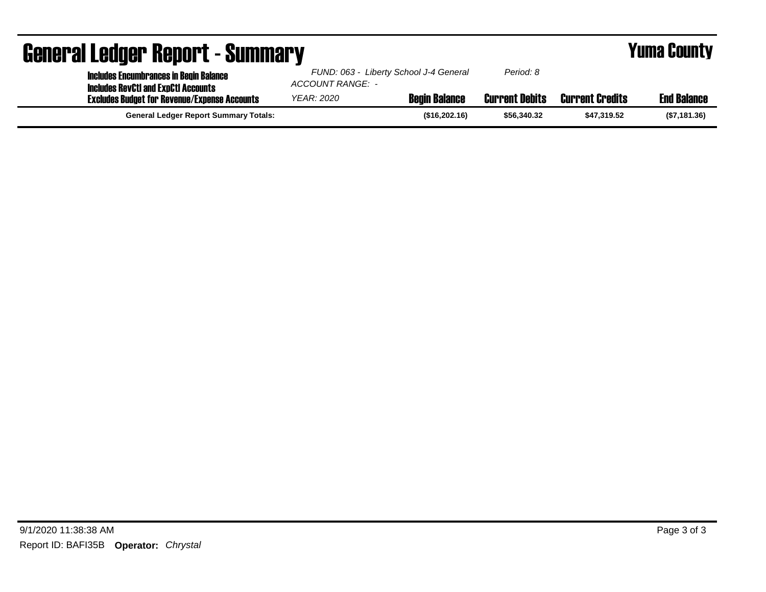# General Ledger Report - Summary

**Yuma County**

**Includes Encumbrances in Begin Balance**
**Includes RevCtl and ExpCtl Accounts**
**Excludes Budget for Revenue/Expense Accounts**

*FUND: 063 - Liberty School J-4 General*
*ACCOUNT RANGE: -*
*YEAR: 2020*
*Period: 8*

| | Begin Balance | Current Debits | Current Credits | End Balance |
|---|---|---|---|---|
| **General Ledger Report Summary Totals:** | **($16,202.16)** | **$56,340.32** | **$47,319.52** | **($7,181.36)** |

9/1/2020 11:38:38 AM

Report ID: BAFI35B **Operator:** *Chrystal*